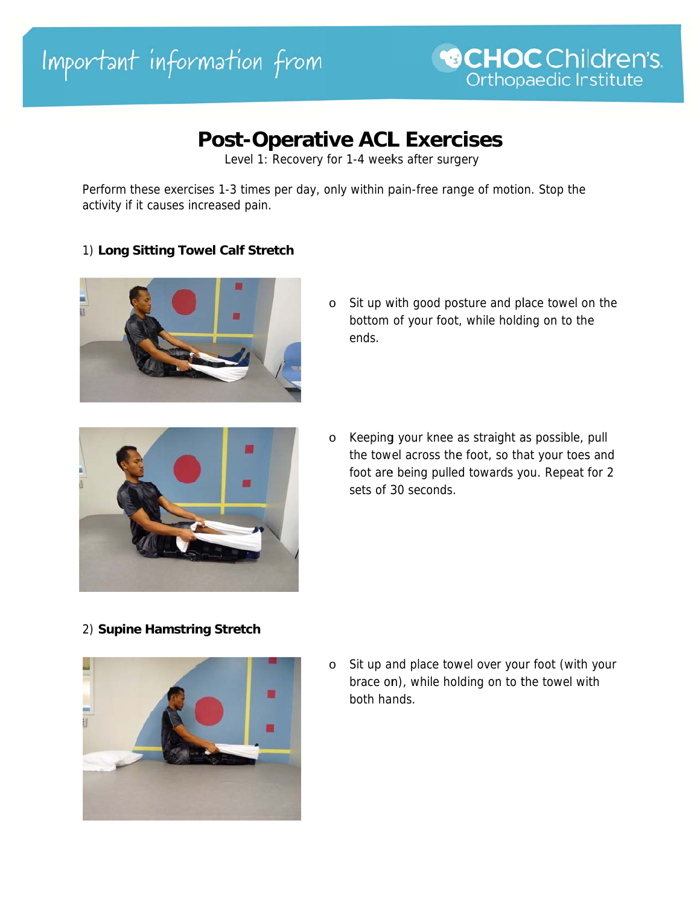Important information from CHOC Children's Orthopaedic Institute

# Post-Operative ACL Exercises

Level 1: Recovery for 1-4 weeks after surgery

Perform these exercises 1-3 times per day, only within pain-free range of motion. Stop the activity if it causes increased pain.

1) **Long Sitting Towel Calf Stretch**

- Sit up with good posture and place towel on the bottom of your foot, while holding on to the ends.
- Keeping your knee as straight as possible, pull the towel across the foot, so that your toes and foot are being pulled towards you. Repeat for 2 sets of 30 seconds.

2) **Supine Hamstring Stretch**

- Sit up and place towel over your foot (with your brace on), while holding on to the towel with both hands.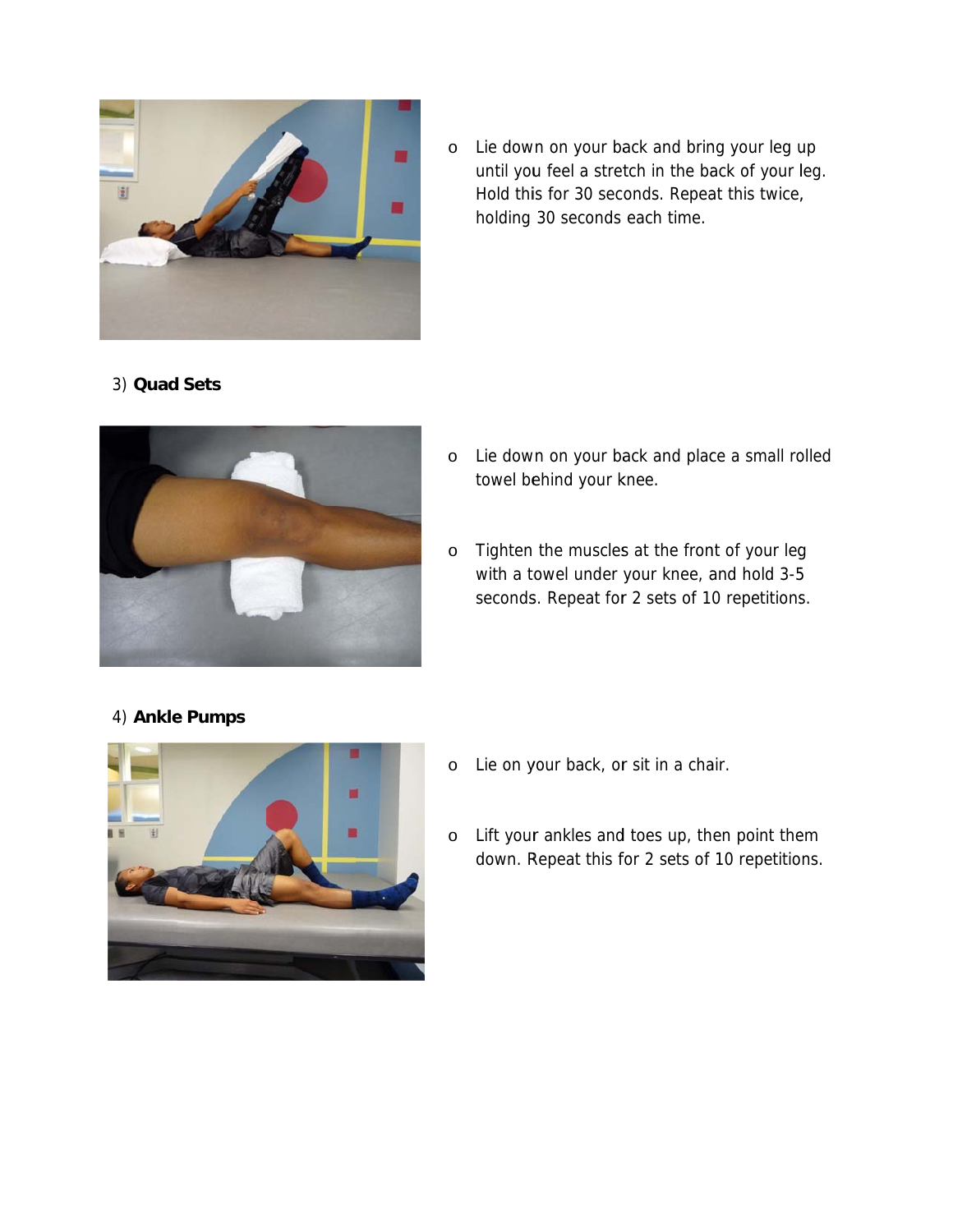- Lie down on your back and bring your leg up until you feel a stretch in the back of your leg. Hold this for 30 seconds. Repeat this twice, holding 30 seconds each time.

3) **Quad Sets**

- Lie down on your back and place a small rolled towel behind your knee.
- Tighten the muscles at the front of your leg with a towel under your knee, and hold 3-5 seconds. Repeat for 2 sets of 10 repetitions.

4) **Ankle Pumps**

- Lie on your back, or sit in a chair.
- Lift your ankles and toes up, then point them down. Repeat this for 2 sets of 10 repetitions.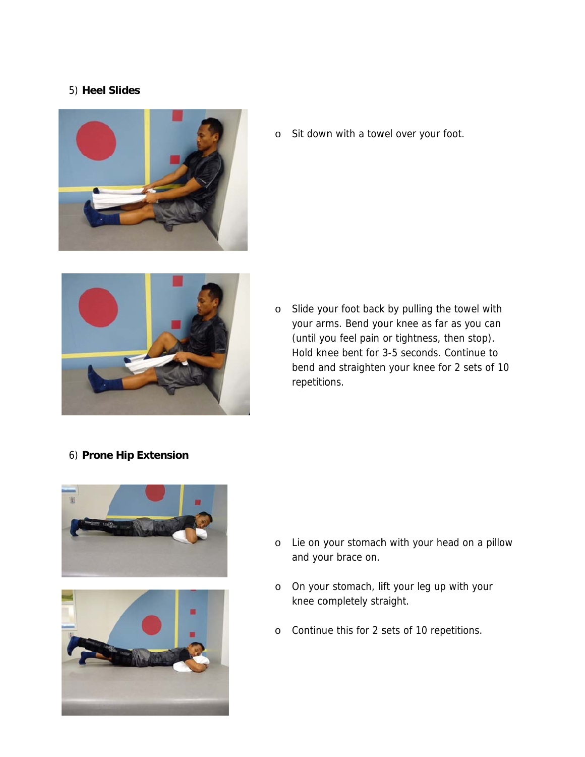5) **Heel Slides**

- Sit down with a towel over your foot.

- Slide your foot back by pulling the towel with your arms. Bend your knee as far as you can (until you feel pain or tightness, then stop). Hold knee bent for 3-5 seconds. Continue to bend and straighten your knee for 2 sets of 10 repetitions.

6) **Prone Hip Extension**

- Lie on your stomach with your head on a pillow and your brace on.
- On your stomach, lift your leg up with your knee completely straight.
- Continue this for 2 sets of 10 repetitions.